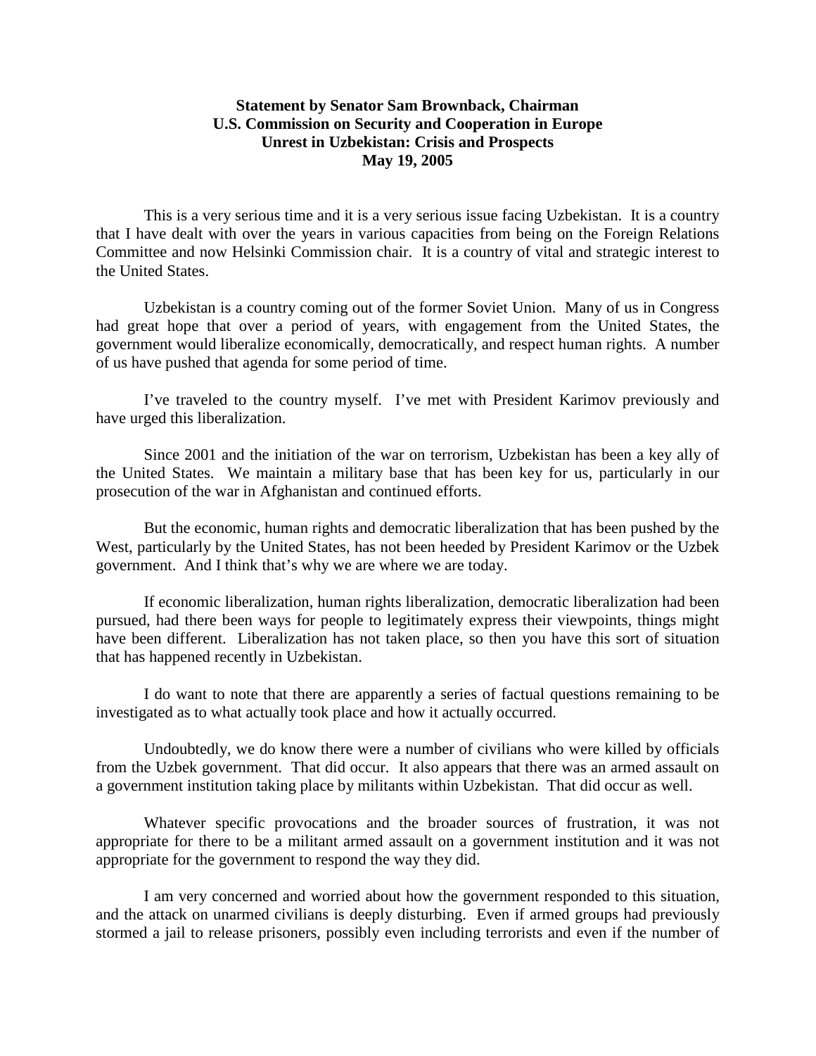**Statement by Senator Sam Brownback, Chairman**
**U.S. Commission on Security and Cooperation in Europe**
**Unrest in Uzbekistan: Crisis and Prospects**
**May 19, 2005**

This is a very serious time and it is a very serious issue facing Uzbekistan. It is a country that I have dealt with over the years in various capacities from being on the Foreign Relations Committee and now Helsinki Commission chair. It is a country of vital and strategic interest to the United States.

Uzbekistan is a country coming out of the former Soviet Union. Many of us in Congress had great hope that over a period of years, with engagement from the United States, the government would liberalize economically, democratically, and respect human rights. A number of us have pushed that agenda for some period of time.

I've traveled to the country myself. I've met with President Karimov previously and have urged this liberalization.

Since 2001 and the initiation of the war on terrorism, Uzbekistan has been a key ally of the United States. We maintain a military base that has been key for us, particularly in our prosecution of the war in Afghanistan and continued efforts.

But the economic, human rights and democratic liberalization that has been pushed by the West, particularly by the United States, has not been heeded by President Karimov or the Uzbek government. And I think that's why we are where we are today.

If economic liberalization, human rights liberalization, democratic liberalization had been pursued, had there been ways for people to legitimately express their viewpoints, things might have been different. Liberalization has not taken place, so then you have this sort of situation that has happened recently in Uzbekistan.

I do want to note that there are apparently a series of factual questions remaining to be investigated as to what actually took place and how it actually occurred.

Undoubtedly, we do know there were a number of civilians who were killed by officials from the Uzbek government. That did occur. It also appears that there was an armed assault on a government institution taking place by militants within Uzbekistan. That did occur as well.

Whatever specific provocations and the broader sources of frustration, it was not appropriate for there to be a militant armed assault on a government institution and it was not appropriate for the government to respond the way they did.

I am very concerned and worried about how the government responded to this situation, and the attack on unarmed civilians is deeply disturbing. Even if armed groups had previously stormed a jail to release prisoners, possibly even including terrorists and even if the number of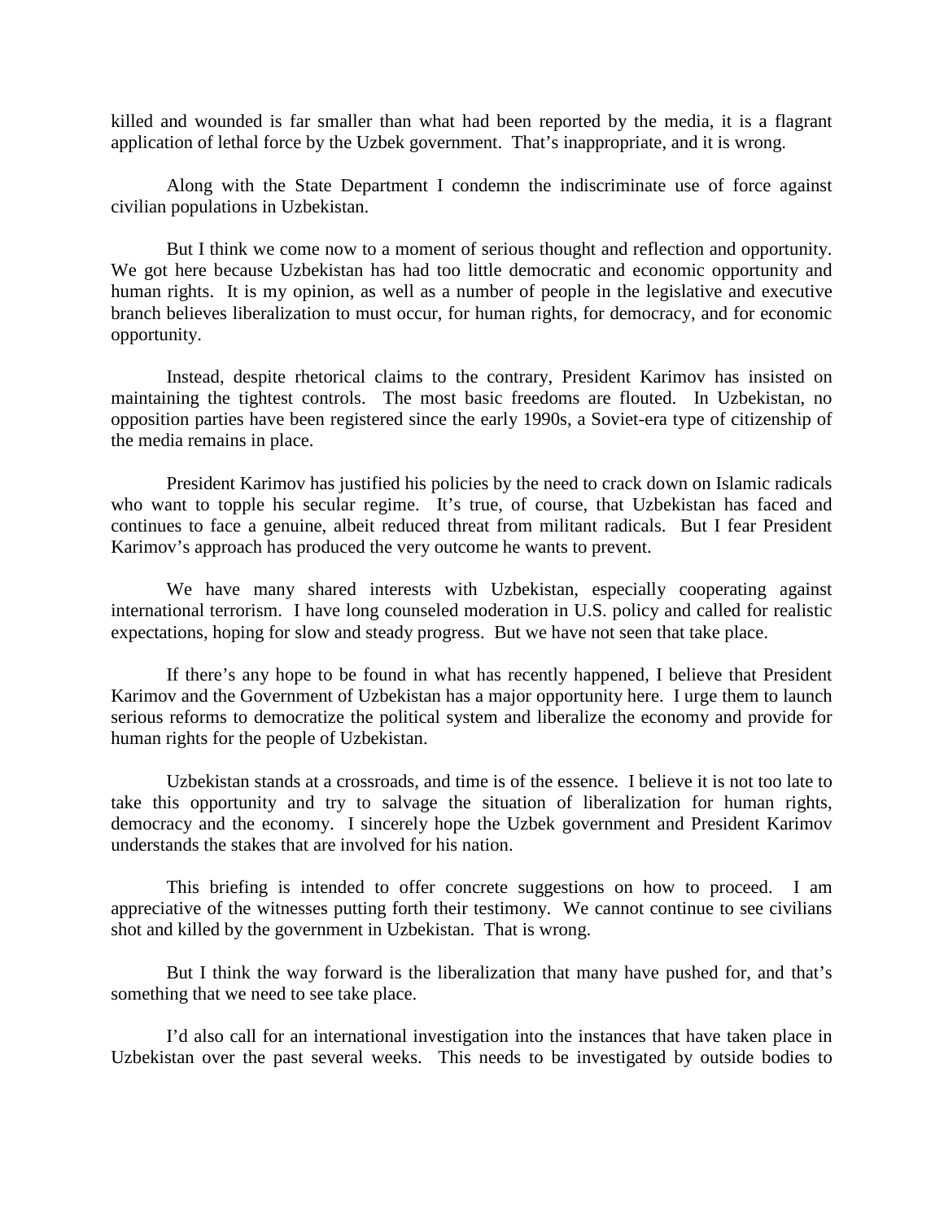killed and wounded is far smaller than what had been reported by the media, it is a flagrant application of lethal force by the Uzbek government. That's inappropriate, and it is wrong.

Along with the State Department I condemn the indiscriminate use of force against civilian populations in Uzbekistan.

But I think we come now to a moment of serious thought and reflection and opportunity. We got here because Uzbekistan has had too little democratic and economic opportunity and human rights. It is my opinion, as well as a number of people in the legislative and executive branch believes liberalization to must occur, for human rights, for democracy, and for economic opportunity.

Instead, despite rhetorical claims to the contrary, President Karimov has insisted on maintaining the tightest controls. The most basic freedoms are flouted. In Uzbekistan, no opposition parties have been registered since the early 1990s, a Soviet-era type of citizenship of the media remains in place.

President Karimov has justified his policies by the need to crack down on Islamic radicals who want to topple his secular regime. It's true, of course, that Uzbekistan has faced and continues to face a genuine, albeit reduced threat from militant radicals. But I fear President Karimov's approach has produced the very outcome he wants to prevent.

We have many shared interests with Uzbekistan, especially cooperating against international terrorism. I have long counseled moderation in U.S. policy and called for realistic expectations, hoping for slow and steady progress. But we have not seen that take place.

If there's any hope to be found in what has recently happened, I believe that President Karimov and the Government of Uzbekistan has a major opportunity here. I urge them to launch serious reforms to democratize the political system and liberalize the economy and provide for human rights for the people of Uzbekistan.

Uzbekistan stands at a crossroads, and time is of the essence. I believe it is not too late to take this opportunity and try to salvage the situation of liberalization for human rights, democracy and the economy. I sincerely hope the Uzbek government and President Karimov understands the stakes that are involved for his nation.

This briefing is intended to offer concrete suggestions on how to proceed. I am appreciative of the witnesses putting forth their testimony. We cannot continue to see civilians shot and killed by the government in Uzbekistan. That is wrong.

But I think the way forward is the liberalization that many have pushed for, and that's something that we need to see take place.

I'd also call for an international investigation into the instances that have taken place in Uzbekistan over the past several weeks. This needs to be investigated by outside bodies to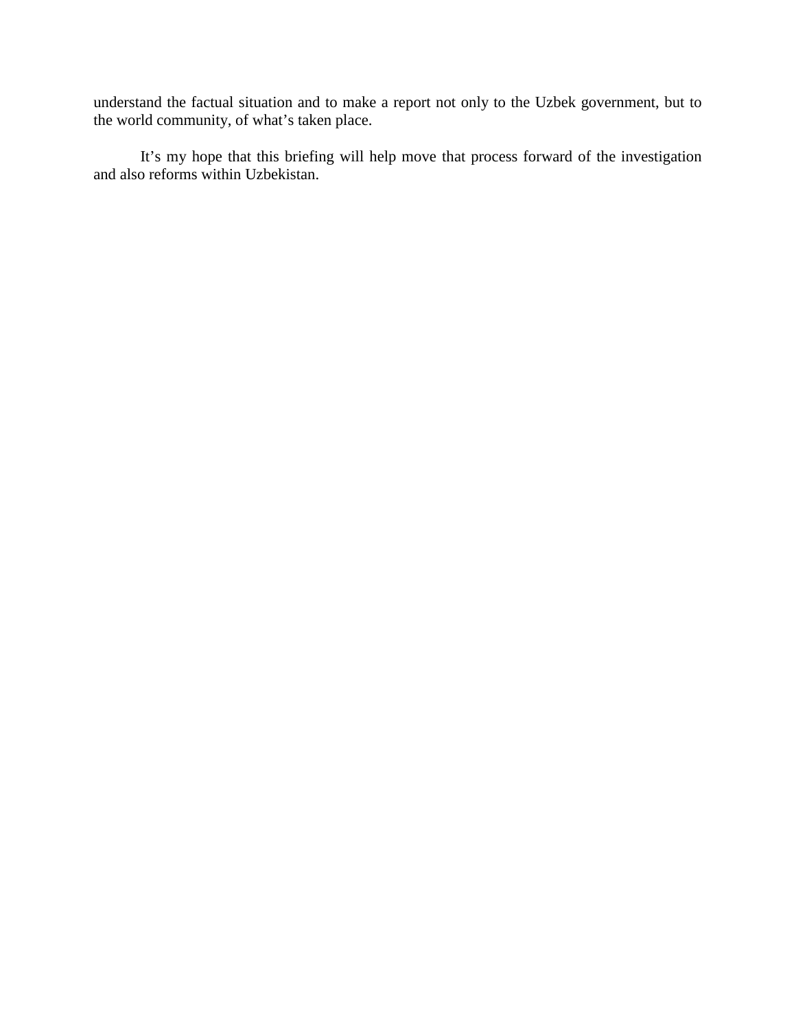understand the factual situation and to make a report not only to the Uzbek government, but to the world community, of what's taken place.

It's my hope that this briefing will help move that process forward of the investigation and also reforms within Uzbekistan.